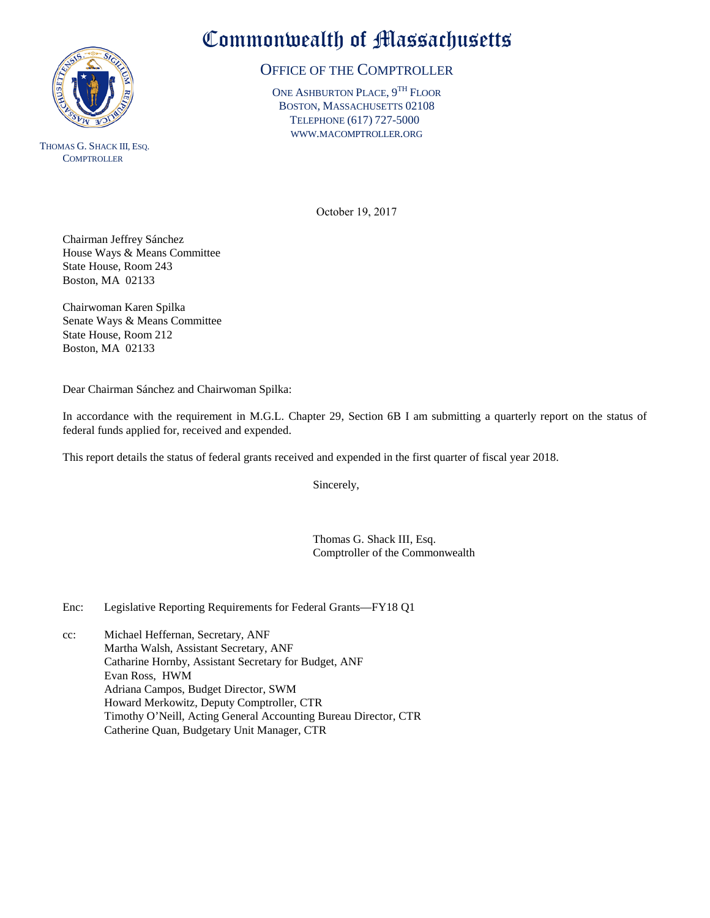# Commonwealth of Massachusetts

## OFFICE OF THE COMPTROLLER

ONE ASHBURTON PLACE, 9TH FLOOR
BOSTON, MASSACHUSETTS 02108
TELEPHONE (617) 727-5000
WWW.MACOMPTROLLER.ORG

THOMAS G. SHACK III, ESQ.
COMPTROLLER

October 19, 2017

Chairman Jeffrey Sánchez
House Ways & Means Committee
State House, Room 243
Boston, MA 02133

Chairwoman Karen Spilka
Senate Ways & Means Committee
State House, Room 212
Boston, MA 02133

Dear Chairman Sánchez and Chairwoman Spilka:

In accordance with the requirement in M.G.L. Chapter 29, Section 6B I am submitting a quarterly report on the status of federal funds applied for, received and expended.

This report details the status of federal grants received and expended in the first quarter of fiscal year 2018.

Sincerely,

Thomas G. Shack III, Esq.
Comptroller of the Commonwealth

Enc: Legislative Reporting Requirements for Federal Grants—FY18 Q1

cc: Michael Heffernan, Secretary, ANF
Martha Walsh, Assistant Secretary, ANF
Catharine Hornby, Assistant Secretary for Budget, ANF
Evan Ross, HWM
Adriana Campos, Budget Director, SWM
Howard Merkowitz, Deputy Comptroller, CTR
Timothy O'Neill, Acting General Accounting Bureau Director, CTR
Catherine Quan, Budgetary Unit Manager, CTR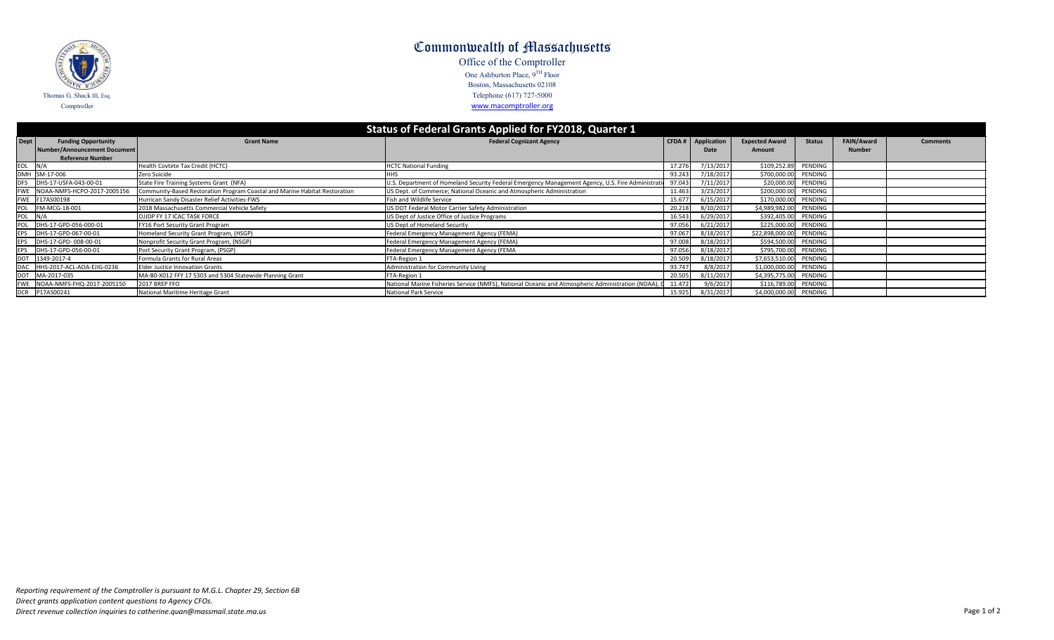# Commonwealth of Massachusetts

Office of the Comptroller

One Ashburton Place, 9TH Floor

Boston, Massachusetts 02108

Telephone (617) 727-5000

www.macomptroller.org

Thomas G. Shack III, Esq.

Comptroller

## Status of Federal Grants Applied for FY2018, Quarter 1

| Dept | Funding Opportunity Number/Announcement Document Reference Number | Grant Name | Federal Cognizant Agency | CFDA # | Application Date | Expected Award Amount | Status | FAIN/Award Number | Comments |
|---|---|---|---|---|---|---|---|---|---|
| EOL | N/A | Health Covtete Tax Credit (HCTC) | HCTC National Funding | 17.276 | 7/13/2017 | $109,252.89 | PENDING | | |
| DMH | SM-17-006 | Zero Suicide | HHS | 93.243 | 7/18/2017 | $700,000.00 | PENDING | | |
| DFS | DHS-17-USFA-043-00-01 | State Fire Training Systems Grant (NFA) | U.S. Department of Homeland Security Federal Emergency Management Agency, U.S. Fire Administrati | 97.043 | 7/11/2017 | $20,000.00 | PENDING | | |
| FWE | NOAA-NMFS-HCPO-2017-2005156 | Community-Based Restoration Program Coastal and Marine Habitat Restoration | US Dept. of Commerce; National Oceanic and Atmospheric Administration | 11.463 | 3/23/2017 | $200,000.00 | PENDING | | |
| FWE | F17AS00198 | Hurrican Sandy Disaster Relief Activities-FWS | Fish and Wildlife Service | 15.677 | 6/15/2017 | $170,000.00 | PENDING | | |
| POL | FM-MCG-18-001 | 2018 Massachusetts Commercial Vehicle Safety | US DOT Federal Motor Carrier Safety Administration | 20.218 | 8/10/2017 | $4,989,982.00 | PENDING | | |
| POL | N/A | OJJDP FY 17 ICAC TASK FORCE | US Dept of Justice Office of Justice Programs | 16.543 | 6/29/2017 | $392,405.00 | PENDING | | |
| POL | DHS-17-GPD-056-000-01 | FY16 Port Security Grant Program | US Dept of Homeland Security | 97.056 | 6/21/2017 | $225,000.00 | PENDING | | |
| EPS | DHS-17-GPD-067-00-01 | Homeland Security Grant Program, (HSGP) | Federal Emergency Management Agency (FEMA) | 97.067 | 8/18/2017 | $22,898,000.00 | PENDING | | |
| EPS | DHS-17-GPD- 008-00-01 | Nonprofit Security Grant Program, (NSGP) | Federal Emergency Management Agency (FEMA) | 97.008 | 8/18/2017 | $594,500.00 | PENDING | | |
| EPS | DHS-17-GPD-056-00-01 | Port Security Grant Program, (PSGP) | Federal Emergency Management Agency (FEMA | 97.056 | 8/18/2017 | $795,700.00 | PENDING | | |
| DOT | 1349-2017-4 | Formula Grants for Rural Areas | FTA-Region 1 | 20.509 | 8/18/2017 | $7,653,510.00 | PENDING | | |
| DAC | HHS-2017-ACL-AOA-EJIG-0236 | Elder Justice Innovation Grants | Administration for Community Living | 93.747 | 8/8/2017 | $1,000,000.00 | PENDING | | |
| DOT | MA-2017-035 | MA-80-X012 FFY 17 5303 and 5304 Statewide Planning Grant | FTA-Region 1 | 20.505 | 8/11/2017 | $4,395,775.00 | PENDING | | |
| FWE | NOAA-NMFS-FHQ-2017-2005150 | 2017 BREP FFO | National Marine Fisheries Service (NMFS), National Oceanic and Atmospheric Administration (NOAA), D | 11.472 | 9/6/2017 | $116,789.00 | PENDING | | |
| DCR | P17AS00241 | National Maritime Heritage Grant | National Park Service | 15.925 | 8/31/2017 | $4,000,000.00 | PENDING | | |

*Reporting requirement of the Comptroller is pursuant to M.G.L. Chapter 29, Section 6B*

*Direct grants application content questions to Agency CFOs.*

*Direct revenue collection inquiries to catherine.quan@massmail.state.ma.us*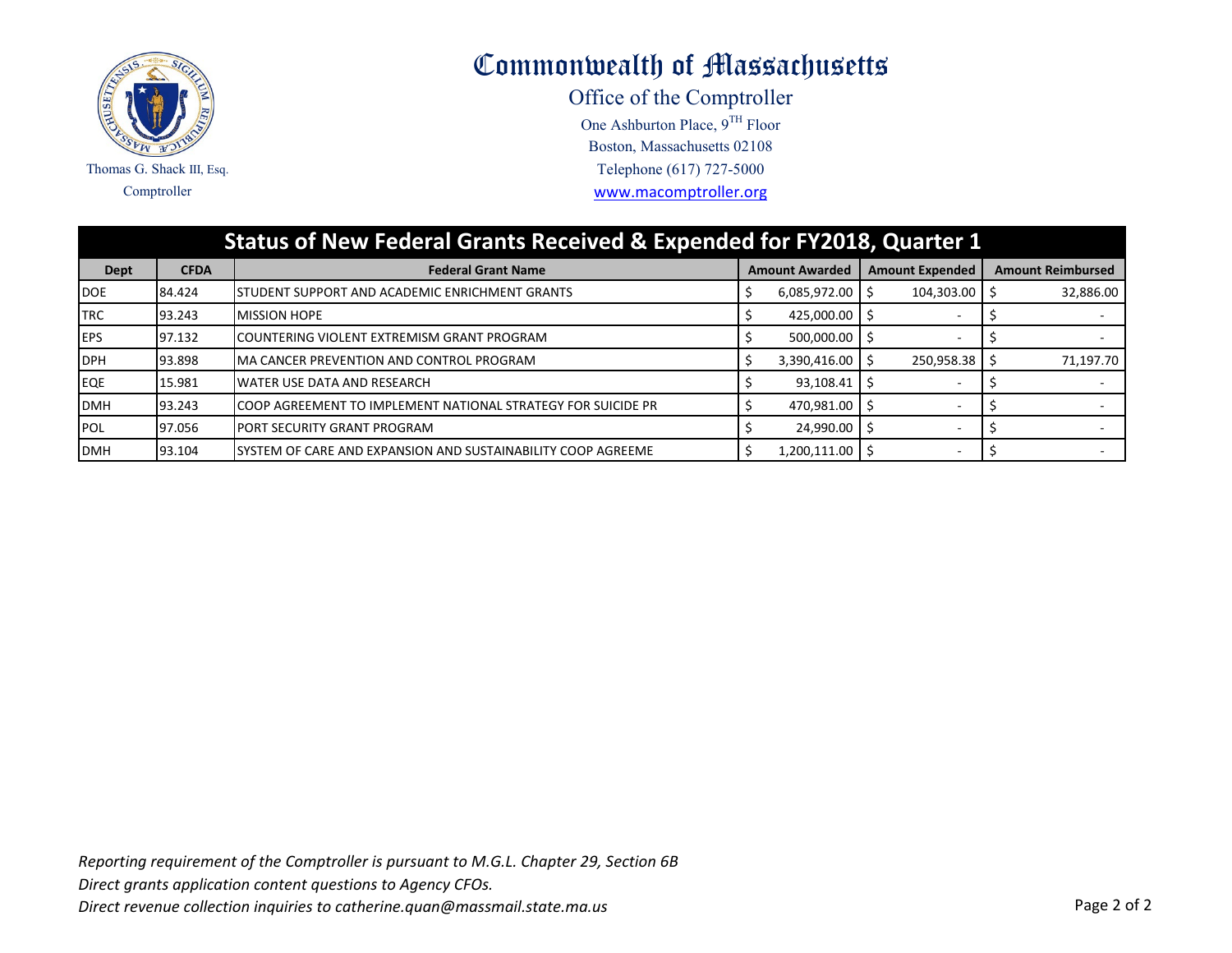# Commonwealth of Massachusetts

Thomas G. Shack III, Esq.
Comptroller

Office of the Comptroller
One Ashburton Place, 9TH Floor
Boston, Massachusetts 02108
Telephone (617) 727-5000
www.macomptroller.org

## Status of New Federal Grants Received & Expended for FY2018, Quarter 1

| Dept | CFDA | Federal Grant Name | Amount Awarded | Amount Expended | Amount Reimbursed |
|---|---|---|---|---|---|
| DOE | 84.424 | STUDENT SUPPORT AND ACADEMIC ENRICHMENT GRANTS | $ 6,085,972.00 | $ 104,303.00 | $ 32,886.00 |
| TRC | 93.243 | MISSION HOPE | $ 425,000.00 | $ - | $ - |
| EPS | 97.132 | COUNTERING VIOLENT EXTREMISM GRANT PROGRAM | $ 500,000.00 | $ - | $ - |
| DPH | 93.898 | MA CANCER PREVENTION AND CONTROL PROGRAM | $ 3,390,416.00 | $ 250,958.38 | $ 71,197.70 |
| EQE | 15.981 | WATER USE DATA AND RESEARCH | $ 93,108.41 | $ - | $ - |
| DMH | 93.243 | COOP AGREEMENT TO IMPLEMENT NATIONAL STRATEGY FOR SUICIDE PR | $ 470,981.00 | $ - | $ - |
| POL | 97.056 | PORT SECURITY GRANT PROGRAM | $ 24,990.00 | $ - | $ - |
| DMH | 93.104 | SYSTEM OF CARE AND EXPANSION AND SUSTAINABILITY COOP AGREEME | $ 1,200,111.00 | $ - | $ - |

*Reporting requirement of the Comptroller is pursuant to M.G.L. Chapter 29, Section 6B*
*Direct grants application content questions to Agency CFOs.*
*Direct revenue collection inquiries to catherine.quan@massmail.state.ma.us*